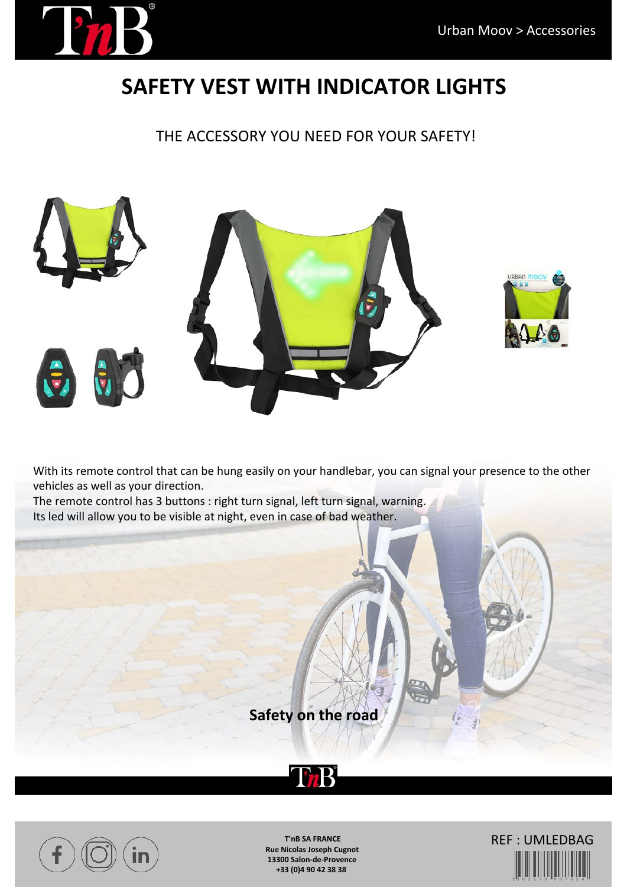Urban Moov > Accessories

# SAFETY VEST WITH INDICATOR LIGHTS

THE ACCESSORY YOU NEED FOR YOUR SAFETY!

With its remote control that can be hung easily on your handlebar, you can signal your presence to the other vehicles as well as your direction.
The remote control has 3 buttons : right turn signal, left turn signal, warning.
Its led will allow you to be visible at night, even in case of bad weather.

**Safety on the road**

**T'nB SA FRANCE**
**Rue Nicolas Joseph Cugnot**
**13300 Salon-de-Provence**
**+33 (0)4 90 42 38 38**

REF : UMLEDBAG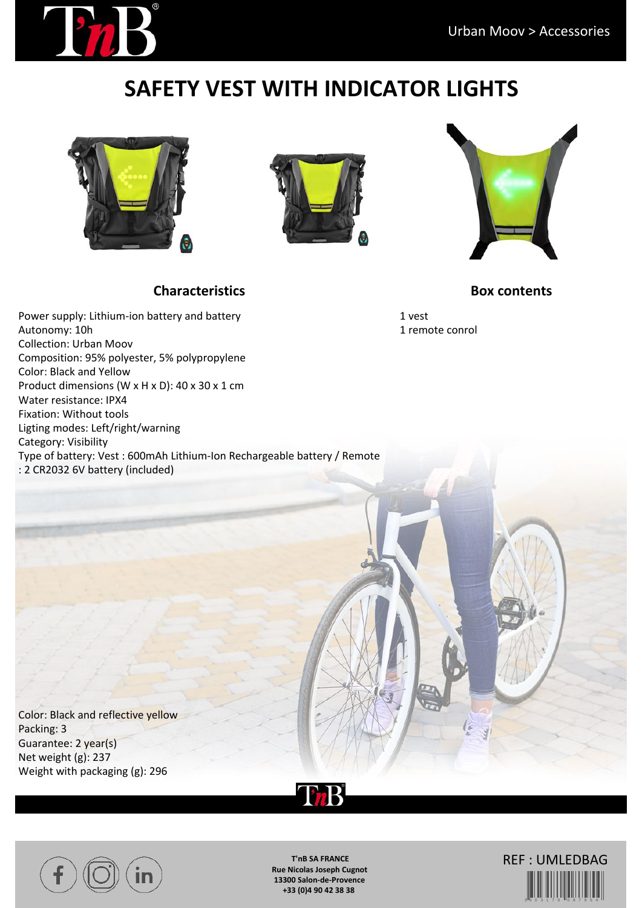Urban Moov > Accessories

# SAFETY VEST WITH INDICATOR LIGHTS

## Characteristics

Power supply: Lithium-ion battery and battery
Autonomy: 10h
Collection: Urban Moov
Composition: 95% polyester, 5% polypropylene
Color: Black and Yellow
Product dimensions (W x H x D): 40 x 30 x 1 cm
Water resistance: IPX4
Fixation: Without tools
Ligting modes: Left/right/warning
Category: Visibility
Type of battery: Vest : 600mAh Lithium-Ion Rechargeable battery / Remote : 2 CR2032 6V battery (included)

## Box contents

1 vest
1 remote conrol

Color: Black and reflective yellow
Packing: 3
Guarantee: 2 year(s)
Net weight (g): 237
Weight with packaging (g): 296

**T'nB SA FRANCE**
**Rue Nicolas Joseph Cugnot**
**13300 Salon-de-Provence**
**+33 (0)4 90 42 38 38**

REF : UMLEDBAG